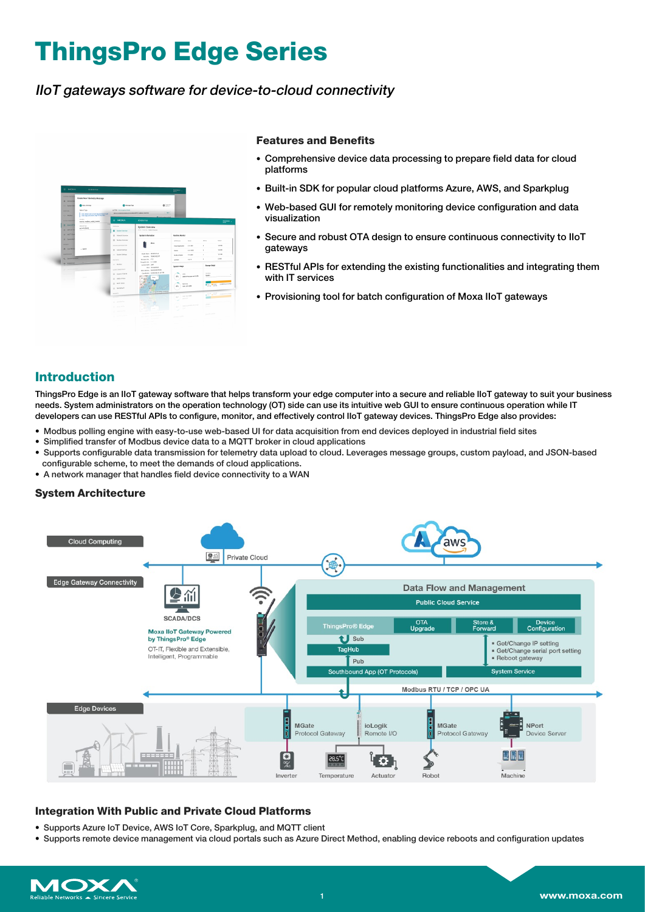# ThingsPro Edge Series

*IIoT gateways software for device-to-cloud connectivity*

### Features and Benefits

- Comprehensive device data processing to prepare field data for cloud platforms
- Built-in SDK for popular cloud platforms Azure, AWS, and Sparkplug
- Web-based GUI for remotely monitoring device configuration and data visualization
- Secure and robust OTA design to ensure continuous connectivity to IIoT gateways
- RESTful APIs for extending the existing functionalities and integrating them with IT services
- Provisioning tool for batch configuration of Moxa IIoT gateways

## Introduction

ThingsPro Edge is an IIoT gateway software that helps transform your edge computer into a secure and reliable IIoT gateway to suit your business needs. System administrators on the operation technology (OT) side can use its intuitive web GUI to ensure continuous operation while IT developers can use RESTful APIs to configure, monitor, and effectively control IIoT gateway devices. ThingsPro Edge also provides:

- Modbus polling engine with easy-to-use web-based UI for data acquisition from end devices deployed in industrial field sites
- Simplified transfer of Modbus device data to a MQTT broker in cloud applications
- Supports configurable data transmission for telemetry data upload to cloud. Leverages message groups, custom payload, and JSON-based configurable scheme, to meet the demands of cloud applications.
- A network manager that handles field device connectivity to a WAN

### System Architecture

Cloud Computing | Private Cloud | Edge Gateway Connectivity | SCADA/DCS | Moxa IIoT Gateway Powered by ThingsPro® Edge | OT-IT, Flexible and Extensible, Intelligent, Programmable | Data Flow and Management | Public Cloud Service | ThingsPro® Edge | OTA Upgrade | Store & Forward | Device Configuration | Sub | TagHub | Pub | Southbound App (OT Protocols) | System Service | Get/Change IP setting | Get/Change serial port setting | Reboot gateway | Modbus RTU / TCP / OPC UA | Edge Devices | MGate Protocol Gateway | ioLogik Remote I/O | MGate Protocol Gateway | NPort Device Server | Inverter | Temperature | Actuator | Robot | Machine

### Integration With Public and Private Cloud Platforms

- Supports Azure IoT Device, AWS IoT Core, Sparkplug, and MQTT client
- Supports remote device management via cloud portals such as Azure Direct Method, enabling device reboots and configuration updates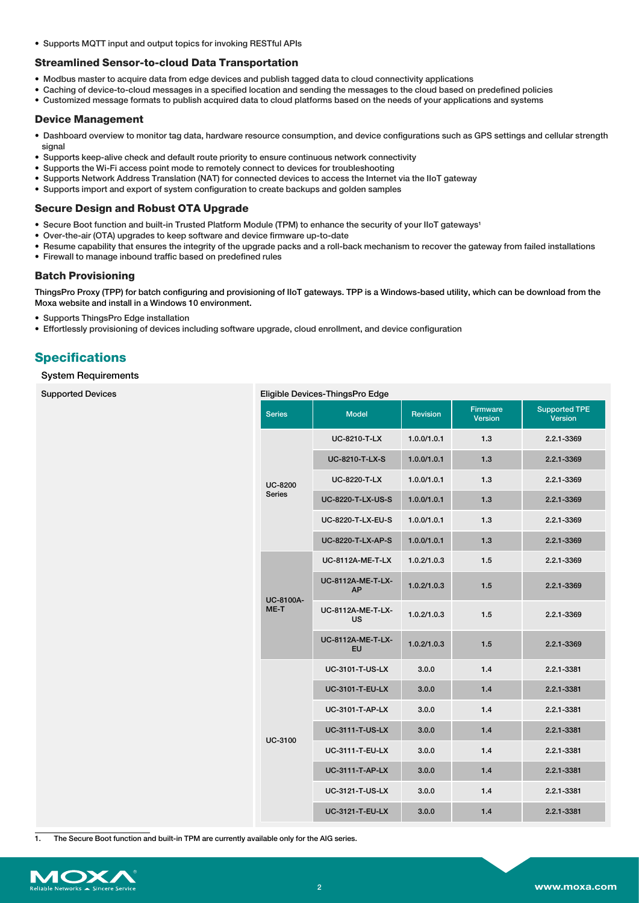- Supports MQTT input and output topics for invoking RESTful APIs

### Streamlined Sensor-to-cloud Data Transportation

- Modbus master to acquire data from edge devices and publish tagged data to cloud connectivity applications
- Caching of device-to-cloud messages in a specified location and sending the messages to the cloud based on predefined policies
- Customized message formats to publish acquired data to cloud platforms based on the needs of your applications and systems

### Device Management

- Dashboard overview to monitor tag data, hardware resource consumption, and device configurations such as GPS settings and cellular strength signal
- Supports keep-alive check and default route priority to ensure continuous network connectivity
- Supports the Wi-Fi access point mode to remotely connect to devices for troubleshooting
- Supports Network Address Translation (NAT) for connected devices to access the Internet via the IIoT gateway
- Supports import and export of system configuration to create backups and golden samples

### Secure Design and Robust OTA Upgrade

- Secure Boot function and built-in Trusted Platform Module (TPM) to enhance the security of your IIoT gateways[1]
- Over-the-air (OTA) upgrades to keep software and device firmware up-to-date
- Resume capability that ensures the integrity of the upgrade packs and a roll-back mechanism to recover the gateway from failed installations
- Firewall to manage inbound traffic based on predefined rules

### Batch Provisioning

ThingsPro Proxy (TPP) for batch configuring and provisioning of IIoT gateways. TPP is a Windows-based utility, which can be download from the Moxa website and install in a Windows 10 environment.

- Supports ThingsPro Edge installation
- Effortlessly provisioning of devices including software upgrade, cloud enrollment, and device configuration

## Specifications

### System Requirements

**Supported Devices**

Eligible Devices-ThingsPro Edge

| Series | Model | Revision | Firmware Version | Supported TPE Version |
|---|---|---|---|---|
| UC-8200 Series | UC-8210-T-LX | 1.0.0/1.0.1 | 1.3 | 2.2.1-3369 |
| | UC-8210-T-LX-S | 1.0.0/1.0.1 | 1.3 | 2.2.1-3369 |
| | UC-8220-T-LX | 1.0.0/1.0.1 | 1.3 | 2.2.1-3369 |
| | UC-8220-T-LX-US-S | 1.0.0/1.0.1 | 1.3 | 2.2.1-3369 |
| | UC-8220-T-LX-EU-S | 1.0.0/1.0.1 | 1.3 | 2.2.1-3369 |
| | UC-8220-T-LX-AP-S | 1.0.0/1.0.1 | 1.3 | 2.2.1-3369 |
| UC-8100A-ME-T | UC-8112A-ME-T-LX | 1.0.2/1.0.3 | 1.5 | 2.2.1-3369 |
| | UC-8112A-ME-T-LX-AP | 1.0.2/1.0.3 | 1.5 | 2.2.1-3369 |
| | UC-8112A-ME-T-LX-US | 1.0.2/1.0.3 | 1.5 | 2.2.1-3369 |
| | UC-8112A-ME-T-LX-EU | 1.0.2/1.0.3 | 1.5 | 2.2.1-3369 |
| UC-3100 | UC-3101-T-US-LX | 3.0.0 | 1.4 | 2.2.1-3381 |
| | UC-3101-T-EU-LX | 3.0.0 | 1.4 | 2.2.1-3381 |
| | UC-3101-T-AP-LX | 3.0.0 | 1.4 | 2.2.1-3381 |
| | UC-3111-T-US-LX | 3.0.0 | 1.4 | 2.2.1-3381 |
| | UC-3111-T-EU-LX | 3.0.0 | 1.4 | 2.2.1-3381 |
| | UC-3111-T-AP-LX | 3.0.0 | 1.4 | 2.2.1-3381 |
| | UC-3121-T-US-LX | 3.0.0 | 1.4 | 2.2.1-3381 |
| | UC-3121-T-EU-LX | 3.0.0 | 1.4 | 2.2.1-3381 |

1. The Secure Boot function and built-in TPM are currently available only for the AIG series.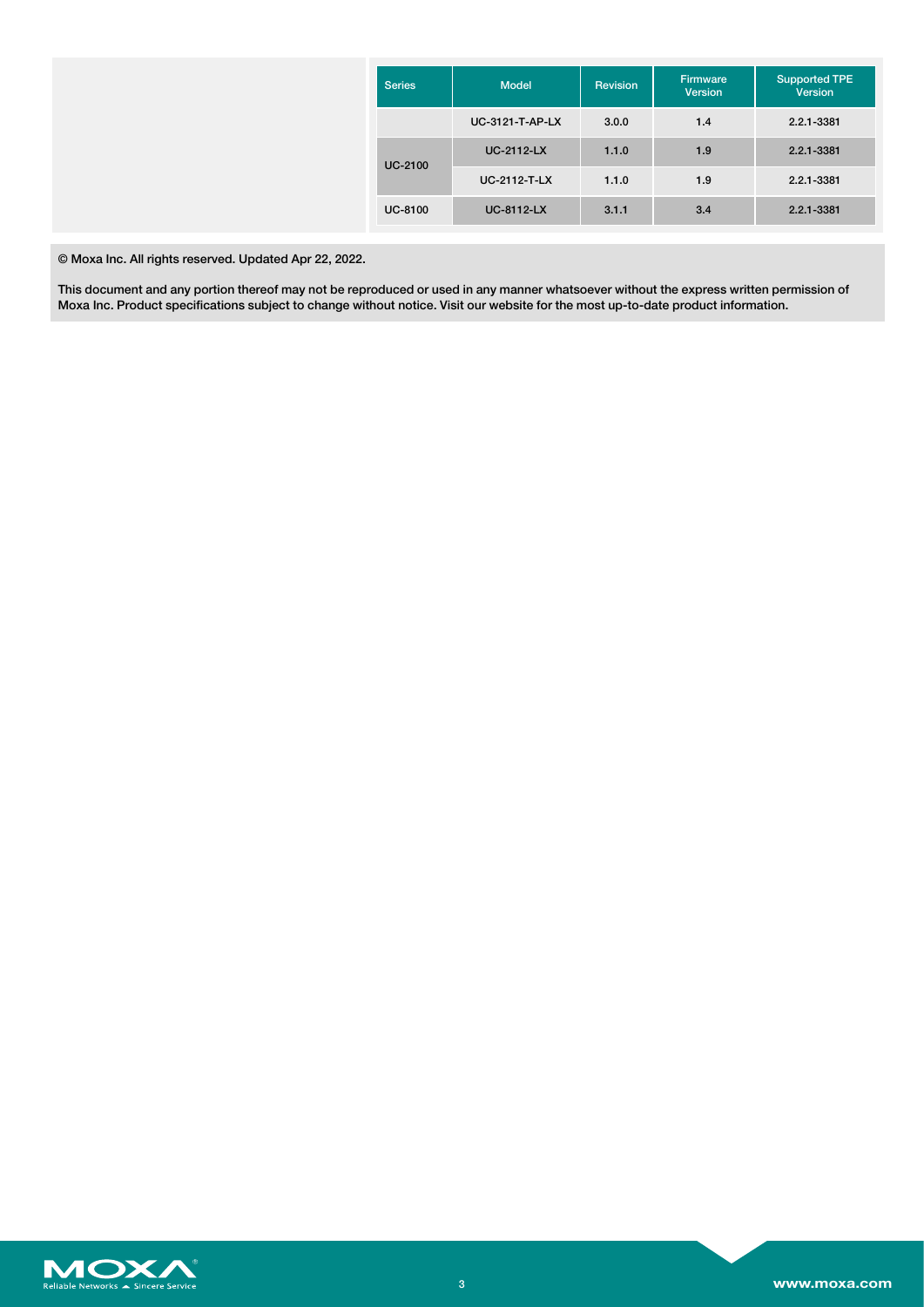| Series | Model | Revision | Firmware Version | Supported TPE Version |
|---|---|---|---|---|
| | UC-3121-T-AP-LX | 3.0.0 | 1.4 | 2.2.1-3381 |
| UC-2100 | UC-2112-LX | 1.1.0 | 1.9 | 2.2.1-3381 |
| | UC-2112-T-LX | 1.1.0 | 1.9 | 2.2.1-3381 |
| UC-8100 | UC-8112-LX | 3.1.1 | 3.4 | 2.2.1-3381 |

© Moxa Inc. All rights reserved. Updated Apr 22, 2022.

This document and any portion thereof may not be reproduced or used in any manner whatsoever without the express written permission of Moxa Inc. Product specifications subject to change without notice. Visit our website for the most up-to-date product information.